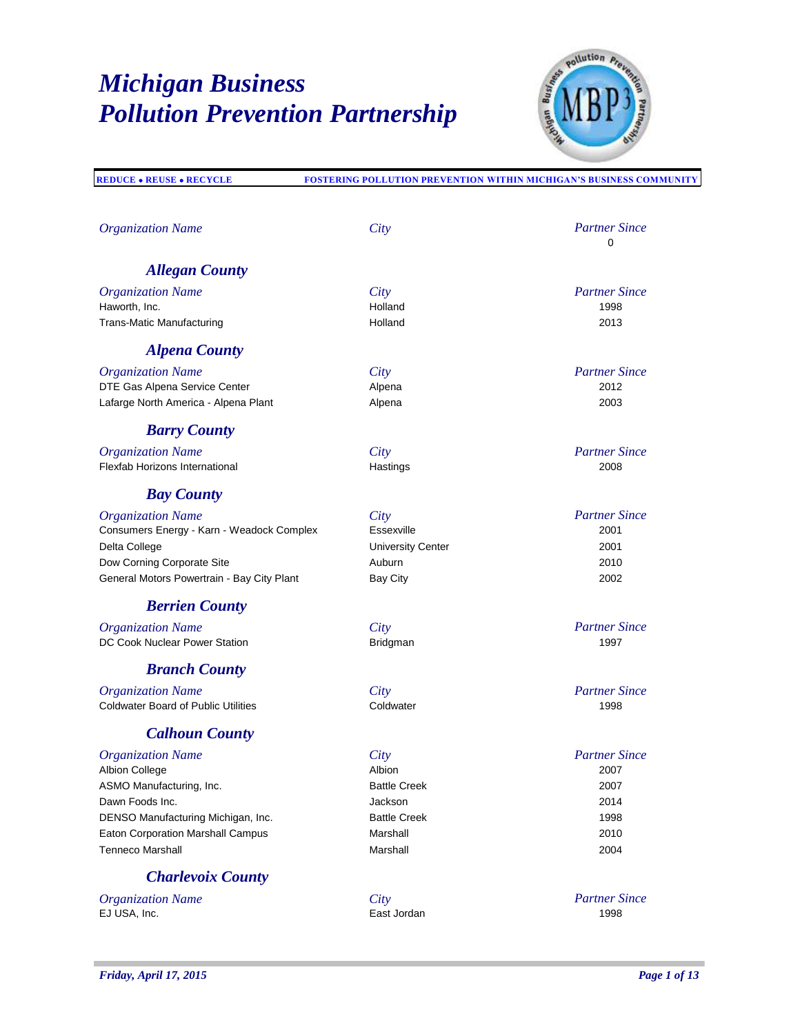# Michigan Business Pollution Prevention Partnership

**REDUCE • REUSE • RECYCLE** **FOSTERING POLLUTION PREVENTION WITHIN MICHIGAN'S BUSINESS COMMUNITY**

| Organization Name | City | Partner Since |
|---|---|---|
| | | 0 |

## Allegan County

| Organization Name | City | Partner Since |
|---|---|---|
| Haworth, Inc. | Holland | 1998 |
| Trans-Matic Manufacturing | Holland | 2013 |

## Alpena County

| Organization Name | City | Partner Since |
|---|---|---|
| DTE Gas Alpena Service Center | Alpena | 2012 |
| Lafarge North America - Alpena Plant | Alpena | 2003 |

## Barry County

| Organization Name | City | Partner Since |
|---|---|---|
| Flexfab Horizons International | Hastings | 2008 |

## Bay County

| Organization Name | City | Partner Since |
|---|---|---|
| Consumers Energy - Karn - Weadock Complex | Essexville | 2001 |
| Delta College | University Center | 2001 |
| Dow Corning Corporate Site | Auburn | 2010 |
| General Motors Powertrain - Bay City Plant | Bay City | 2002 |

## Berrien County

| Organization Name | City | Partner Since |
|---|---|---|
| DC Cook Nuclear Power Station | Bridgman | 1997 |

## Branch County

| Organization Name | City | Partner Since |
|---|---|---|
| Coldwater Board of Public Utilities | Coldwater | 1998 |

## Calhoun County

| Organization Name | City | Partner Since |
|---|---|---|
| Albion College | Albion | 2007 |
| ASMO Manufacturing, Inc. | Battle Creek | 2007 |
| Dawn Foods Inc. | Jackson | 2014 |
| DENSO Manufacturing Michigan, Inc. | Battle Creek | 1998 |
| Eaton Corporation Marshall Campus | Marshall | 2010 |
| Tenneco Marshall | Marshall | 2004 |

## Charlevoix County

| Organization Name | City | Partner Since |
|---|---|---|
| EJ USA, Inc. | East Jordan | 1998 |

*Friday, April 17, 2015*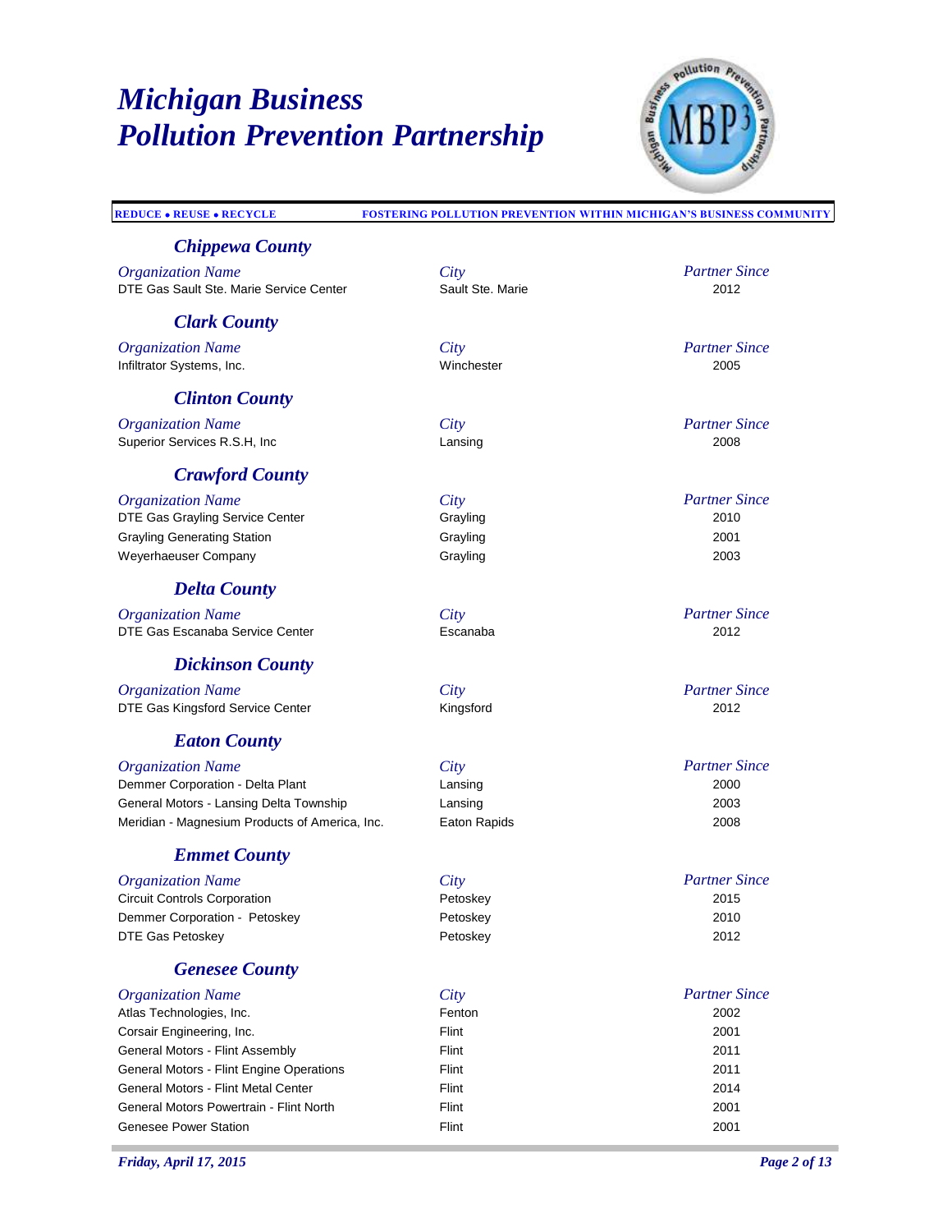# Michigan Business Pollution Prevention Partnership

**REDUCE • REUSE • RECYCLE** — **FOSTERING POLLUTION PREVENTION WITHIN MICHIGAN'S BUSINESS COMMUNITY**

## Chippewa County

| Organization Name | City | Partner Since |
|---|---|---|
| DTE Gas Sault Ste. Marie Service Center | Sault Ste. Marie | 2012 |

## Clark County

| Organization Name | City | Partner Since |
|---|---|---|
| Infiltrator Systems, Inc. | Winchester | 2005 |

## Clinton County

| Organization Name | City | Partner Since |
|---|---|---|
| Superior Services R.S.H, Inc | Lansing | 2008 |

## Crawford County

| Organization Name | City | Partner Since |
|---|---|---|
| DTE Gas Grayling Service Center | Grayling | 2010 |
| Grayling Generating Station | Grayling | 2001 |
| Weyerhaeuser Company | Grayling | 2003 |

## Delta County

| Organization Name | City | Partner Since |
|---|---|---|
| DTE Gas Escanaba Service Center | Escanaba | 2012 |

## Dickinson County

| Organization Name | City | Partner Since |
|---|---|---|
| DTE Gas Kingsford Service Center | Kingsford | 2012 |

## Eaton County

| Organization Name | City | Partner Since |
|---|---|---|
| Demmer Corporation - Delta Plant | Lansing | 2000 |
| General Motors - Lansing Delta Township | Lansing | 2003 |
| Meridian - Magnesium Products of America, Inc. | Eaton Rapids | 2008 |

## Emmet County

| Organization Name | City | Partner Since |
|---|---|---|
| Circuit Controls Corporation | Petoskey | 2015 |
| Demmer Corporation - Petoskey | Petoskey | 2010 |
| DTE Gas Petoskey | Petoskey | 2012 |

## Genesee County

| Organization Name | City | Partner Since |
|---|---|---|
| Atlas Technologies, Inc. | Fenton | 2002 |
| Corsair Engineering, Inc. | Flint | 2001 |
| General Motors - Flint Assembly | Flint | 2011 |
| General Motors - Flint Engine Operations | Flint | 2011 |
| General Motors - Flint Metal Center | Flint | 2014 |
| General Motors Powertrain - Flint North | Flint | 2001 |
| Genesee Power Station | Flint | 2001 |

*Friday, April 17, 2015*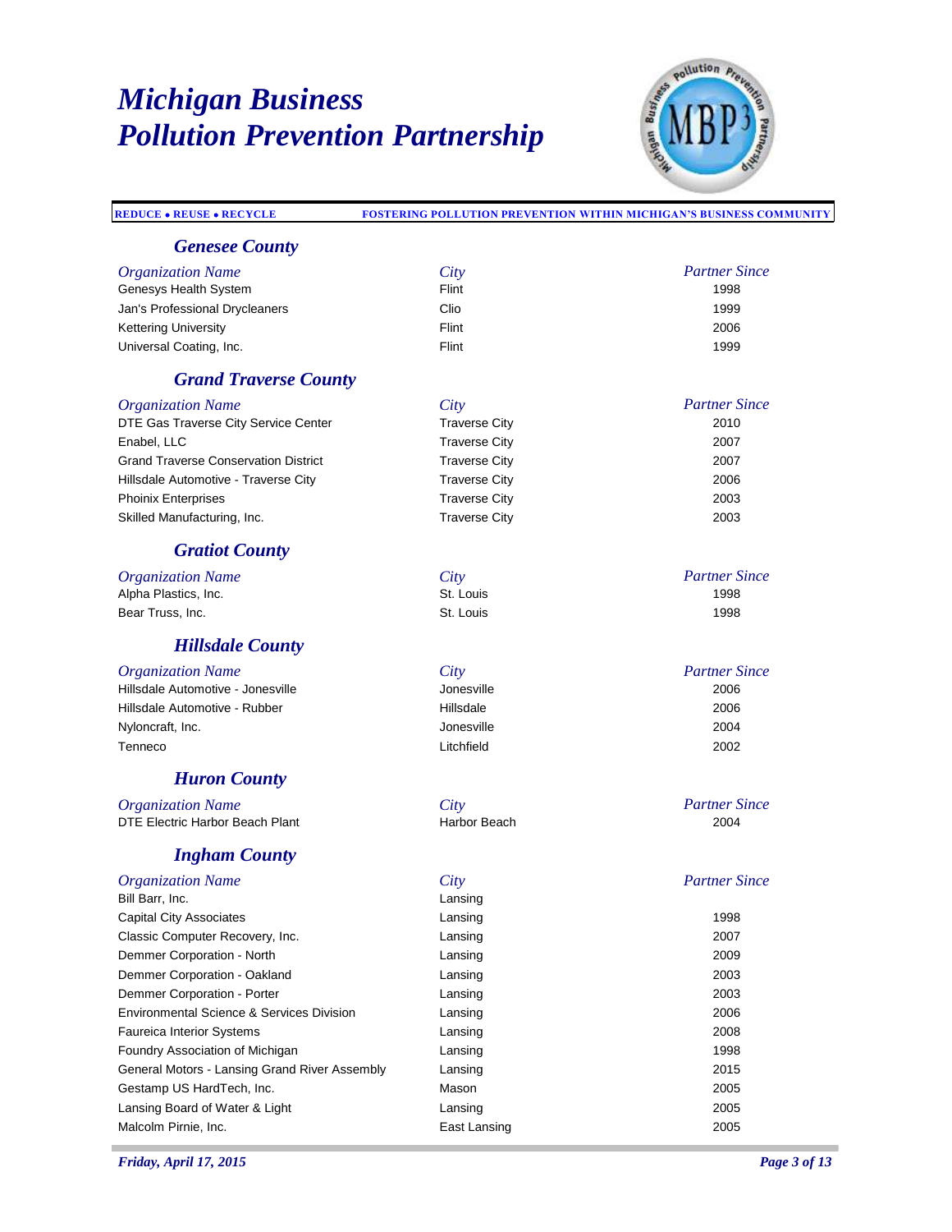# Michigan Business Pollution Prevention Partnership

**REDUCE • REUSE • RECYCLE** | **FOSTERING POLLUTION PREVENTION WITHIN MICHIGAN'S BUSINESS COMMUNITY**

## Genesee County

| Organization Name | City | Partner Since |
|---|---|---|
| Genesys Health System | Flint | 1998 |
| Jan's Professional Drycleaners | Clio | 1999 |
| Kettering University | Flint | 2006 |
| Universal Coating, Inc. | Flint | 1999 |

## Grand Traverse County

| Organization Name | City | Partner Since |
|---|---|---|
| DTE Gas Traverse City Service Center | Traverse City | 2010 |
| Enabel, LLC | Traverse City | 2007 |
| Grand Traverse Conservation District | Traverse City | 2007 |
| Hillsdale Automotive - Traverse City | Traverse City | 2006 |
| Phoinix Enterprises | Traverse City | 2003 |
| Skilled Manufacturing, Inc. | Traverse City | 2003 |

## Gratiot County

| Organization Name | City | Partner Since |
|---|---|---|
| Alpha Plastics, Inc. | St. Louis | 1998 |
| Bear Truss, Inc. | St. Louis | 1998 |

## Hillsdale County

| Organization Name | City | Partner Since |
|---|---|---|
| Hillsdale Automotive - Jonesville | Jonesville | 2006 |
| Hillsdale Automotive - Rubber | Hillsdale | 2006 |
| Nyloncraft, Inc. | Jonesville | 2004 |
| Tenneco | Litchfield | 2002 |

## Huron County

| Organization Name | City | Partner Since |
|---|---|---|
| DTE Electric Harbor Beach Plant | Harbor Beach | 2004 |

## Ingham County

| Organization Name | City | Partner Since |
|---|---|---|
| Bill Barr, Inc. | Lansing | |
| Capital City Associates | Lansing | 1998 |
| Classic Computer Recovery, Inc. | Lansing | 2007 |
| Demmer Corporation - North | Lansing | 2009 |
| Demmer Corporation - Oakland | Lansing | 2003 |
| Demmer Corporation - Porter | Lansing | 2003 |
| Environmental Science & Services Division | Lansing | 2006 |
| Faureica Interior Systems | Lansing | 2008 |
| Foundry Association of Michigan | Lansing | 1998 |
| General Motors - Lansing Grand River Assembly | Lansing | 2015 |
| Gestamp US HardTech, Inc. | Mason | 2005 |
| Lansing Board of Water & Light | Lansing | 2005 |
| Malcolm Pirnie, Inc. | East Lansing | 2005 |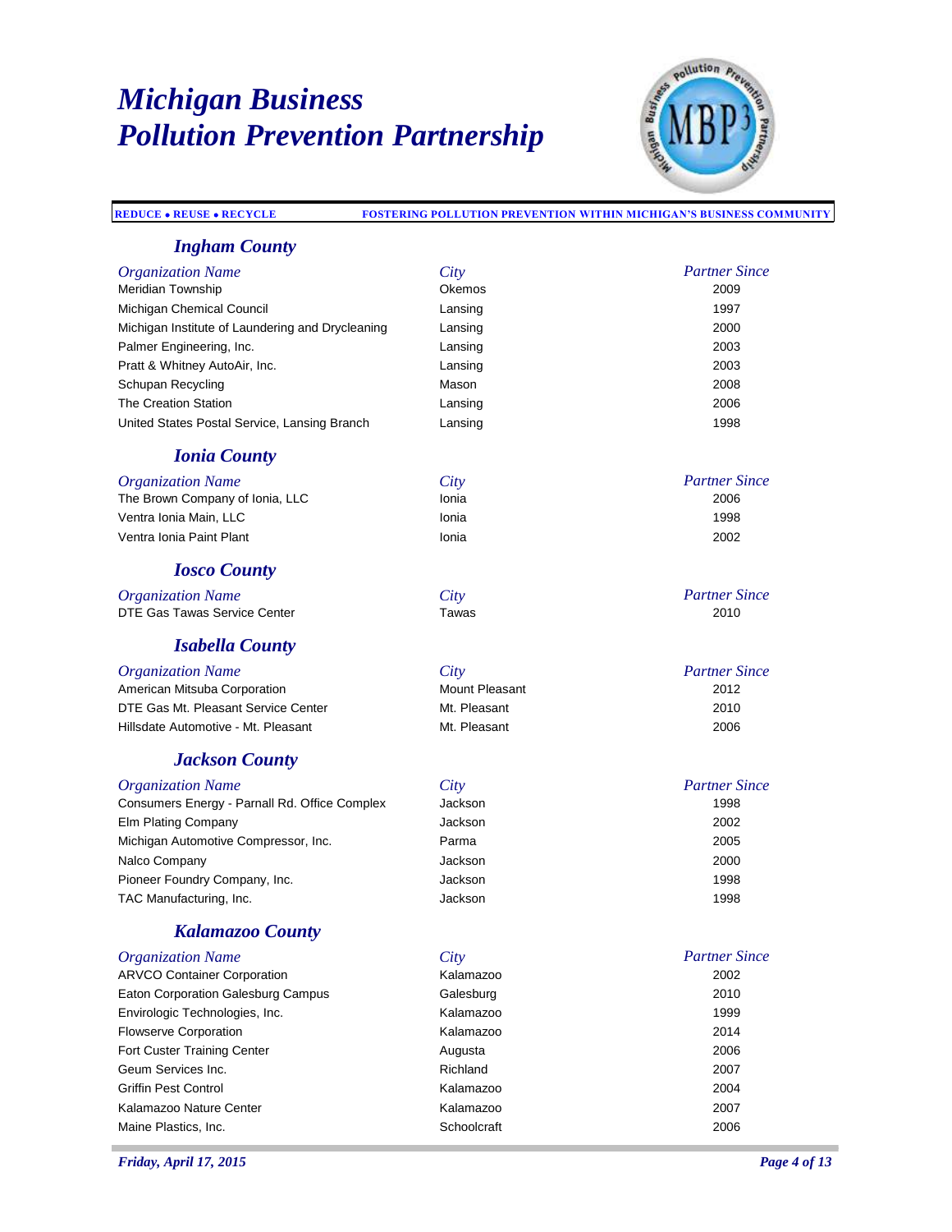# Michigan Business Pollution Prevention Partnership

**REDUCE • REUSE • RECYCLE** | **FOSTERING POLLUTION PREVENTION WITHIN MICHIGAN'S BUSINESS COMMUNITY**

## Ingham County

| Organization Name | City | Partner Since |
|---|---|---|
| Meridian Township | Okemos | 2009 |
| Michigan Chemical Council | Lansing | 1997 |
| Michigan Institute of Laundering and Drycleaning | Lansing | 2000 |
| Palmer Engineering, Inc. | Lansing | 2003 |
| Pratt & Whitney AutoAir, Inc. | Lansing | 2003 |
| Schupan Recycling | Mason | 2008 |
| The Creation Station | Lansing | 2006 |
| United States Postal Service, Lansing Branch | Lansing | 1998 |

## Ionia County

| Organization Name | City | Partner Since |
|---|---|---|
| The Brown Company of Ionia, LLC | Ionia | 2006 |
| Ventra Ionia Main, LLC | Ionia | 1998 |
| Ventra Ionia Paint Plant | Ionia | 2002 |

## Iosco County

| Organization Name | City | Partner Since |
|---|---|---|
| DTE Gas Tawas Service Center | Tawas | 2010 |

## Isabella County

| Organization Name | City | Partner Since |
|---|---|---|
| American Mitsuba Corporation | Mount Pleasant | 2012 |
| DTE Gas Mt. Pleasant Service Center | Mt. Pleasant | 2010 |
| Hillsdate Automotive - Mt. Pleasant | Mt. Pleasant | 2006 |

## Jackson County

| Organization Name | City | Partner Since |
|---|---|---|
| Consumers Energy - Parnall Rd. Office Complex | Jackson | 1998 |
| Elm Plating Company | Jackson | 2002 |
| Michigan Automotive Compressor, Inc. | Parma | 2005 |
| Nalco Company | Jackson | 2000 |
| Pioneer Foundry Company, Inc. | Jackson | 1998 |
| TAC Manufacturing, Inc. | Jackson | 1998 |

## Kalamazoo County

| Organization Name | City | Partner Since |
|---|---|---|
| ARVCO Container Corporation | Kalamazoo | 2002 |
| Eaton Corporation Galesburg Campus | Galesburg | 2010 |
| Envirologic Technologies, Inc. | Kalamazoo | 1999 |
| Flowserve Corporation | Kalamazoo | 2014 |
| Fort Custer Training Center | Augusta | 2006 |
| Geum Services Inc. | Richland | 2007 |
| Griffin Pest Control | Kalamazoo | 2004 |
| Kalamazoo Nature Center | Kalamazoo | 2007 |
| Maine Plastics, Inc. | Schoolcraft | 2006 |

*Friday, April 17, 2015*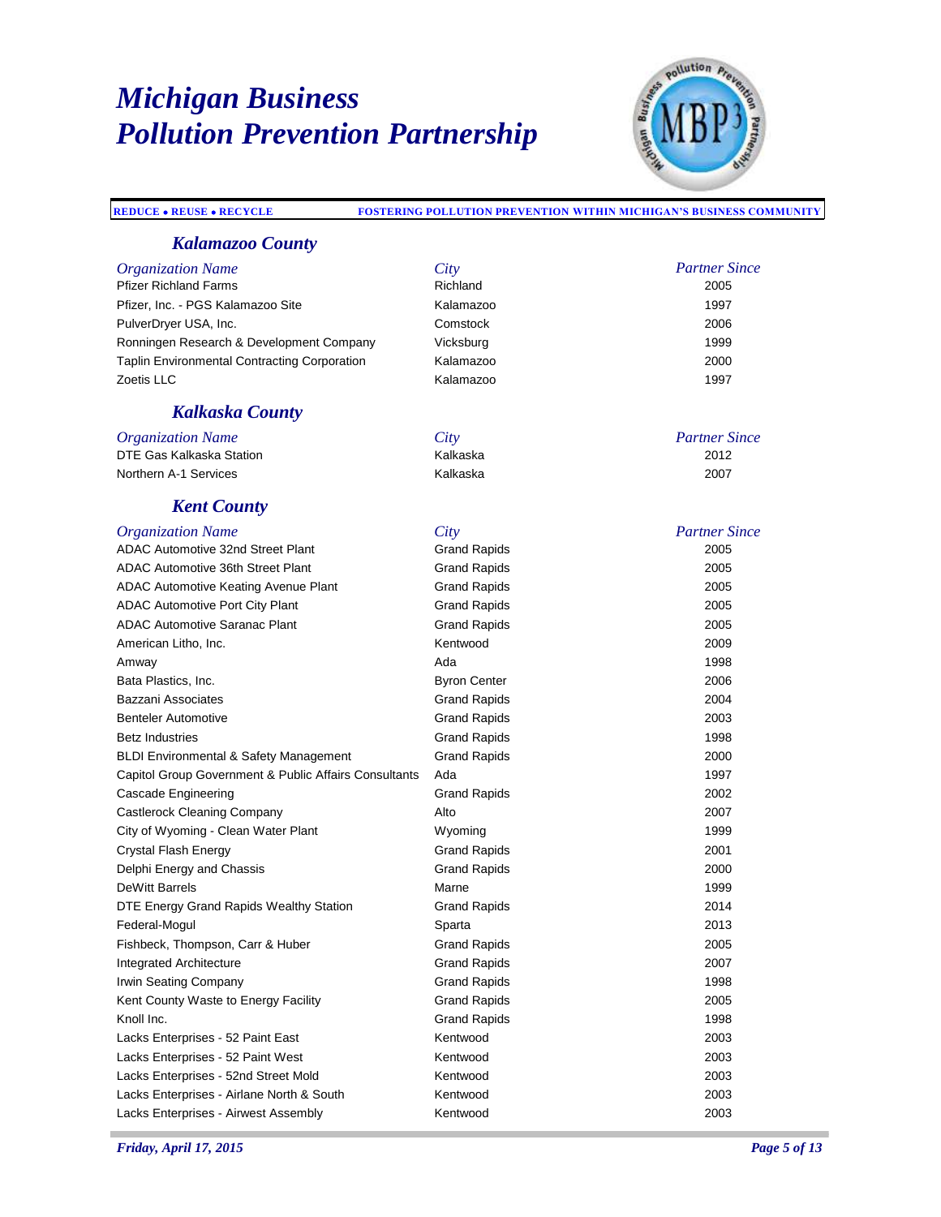# Michigan Business Pollution Prevention Partnership

**REDUCE • REUSE • RECYCLE** — **FOSTERING POLLUTION PREVENTION WITHIN MICHIGAN'S BUSINESS COMMUNITY**

## Kalamazoo County

| Organization Name | City | Partner Since |
|---|---|---|
| Pfizer Richland Farms | Richland | 2005 |
| Pfizer, Inc. - PGS Kalamazoo Site | Kalamazoo | 1997 |
| PulverDryer USA, Inc. | Comstock | 2006 |
| Ronningen Research & Development Company | Vicksburg | 1999 |
| Taplin Environmental Contracting Corporation | Kalamazoo | 2000 |
| Zoetis LLC | Kalamazoo | 1997 |

## Kalkaska County

| Organization Name | City | Partner Since |
|---|---|---|
| DTE Gas Kalkaska Station | Kalkaska | 2012 |
| Northern A-1 Services | Kalkaska | 2007 |

## Kent County

| Organization Name | City | Partner Since |
|---|---|---|
| ADAC Automotive 32nd Street Plant | Grand Rapids | 2005 |
| ADAC Automotive 36th Street Plant | Grand Rapids | 2005 |
| ADAC Automotive Keating Avenue Plant | Grand Rapids | 2005 |
| ADAC Automotive Port City Plant | Grand Rapids | 2005 |
| ADAC Automotive Saranac Plant | Grand Rapids | 2005 |
| American Litho, Inc. | Kentwood | 2009 |
| Amway | Ada | 1998 |
| Bata Plastics, Inc. | Byron Center | 2006 |
| Bazzani Associates | Grand Rapids | 2004 |
| Benteler Automotive | Grand Rapids | 2003 |
| Betz Industries | Grand Rapids | 1998 |
| BLDI Environmental & Safety Management | Grand Rapids | 2000 |
| Capitol Group Government & Public Affairs Consultants | Ada | 1997 |
| Cascade Engineering | Grand Rapids | 2002 |
| Castlerock Cleaning Company | Alto | 2007 |
| City of Wyoming - Clean Water Plant | Wyoming | 1999 |
| Crystal Flash Energy | Grand Rapids | 2001 |
| Delphi Energy and Chassis | Grand Rapids | 2000 |
| DeWitt Barrels | Marne | 1999 |
| DTE Energy Grand Rapids Wealthy Station | Grand Rapids | 2014 |
| Federal-Mogul | Sparta | 2013 |
| Fishbeck, Thompson, Carr & Huber | Grand Rapids | 2005 |
| Integrated Architecture | Grand Rapids | 2007 |
| Irwin Seating Company | Grand Rapids | 1998 |
| Kent County Waste to Energy Facility | Grand Rapids | 2005 |
| Knoll Inc. | Grand Rapids | 1998 |
| Lacks Enterprises - 52 Paint East | Kentwood | 2003 |
| Lacks Enterprises - 52 Paint West | Kentwood | 2003 |
| Lacks Enterprises - 52nd Street Mold | Kentwood | 2003 |
| Lacks Enterprises - Airlane North & South | Kentwood | 2003 |
| Lacks Enterprises - Airwest Assembly | Kentwood | 2003 |

*Friday, April 17, 2015*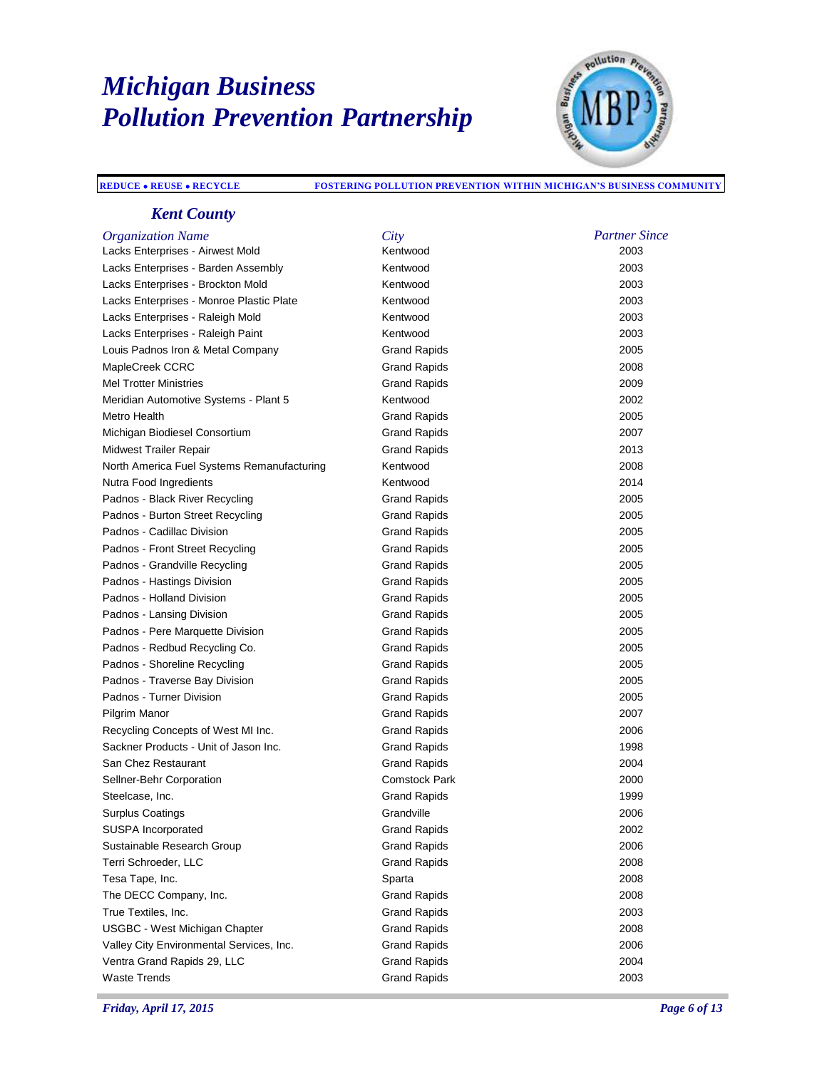# Michigan Business Pollution Prevention Partnership

**REDUCE • REUSE • RECYCLE** &nbsp;&nbsp;&nbsp; **FOSTERING POLLUTION PREVENTION WITHIN MICHIGAN'S BUSINESS COMMUNITY**

## Kent County

| Organization Name | City | Partner Since |
|---|---|---|
| Lacks Enterprises - Airwest Mold | Kentwood | 2003 |
| Lacks Enterprises - Barden Assembly | Kentwood | 2003 |
| Lacks Enterprises - Brockton Mold | Kentwood | 2003 |
| Lacks Enterprises - Monroe Plastic Plate | Kentwood | 2003 |
| Lacks Enterprises - Raleigh Mold | Kentwood | 2003 |
| Lacks Enterprises - Raleigh Paint | Kentwood | 2003 |
| Louis Padnos Iron & Metal Company | Grand Rapids | 2005 |
| MapleCreek CCRC | Grand Rapids | 2008 |
| Mel Trotter Ministries | Grand Rapids | 2009 |
| Meridian Automotive Systems - Plant 5 | Kentwood | 2002 |
| Metro Health | Grand Rapids | 2005 |
| Michigan Biodiesel Consortium | Grand Rapids | 2007 |
| Midwest Trailer Repair | Grand Rapids | 2013 |
| North America Fuel Systems Remanufacturing | Kentwood | 2008 |
| Nutra Food Ingredients | Kentwood | 2014 |
| Padnos - Black River Recycling | Grand Rapids | 2005 |
| Padnos - Burton Street Recycling | Grand Rapids | 2005 |
| Padnos - Cadillac Division | Grand Rapids | 2005 |
| Padnos - Front Street Recycling | Grand Rapids | 2005 |
| Padnos - Grandville Recycling | Grand Rapids | 2005 |
| Padnos - Hastings Division | Grand Rapids | 2005 |
| Padnos - Holland Division | Grand Rapids | 2005 |
| Padnos - Lansing Division | Grand Rapids | 2005 |
| Padnos - Pere Marquette Division | Grand Rapids | 2005 |
| Padnos - Redbud Recycling Co. | Grand Rapids | 2005 |
| Padnos - Shoreline Recycling | Grand Rapids | 2005 |
| Padnos - Traverse Bay Division | Grand Rapids | 2005 |
| Padnos - Turner Division | Grand Rapids | 2005 |
| Pilgrim Manor | Grand Rapids | 2007 |
| Recycling Concepts of West MI Inc. | Grand Rapids | 2006 |
| Sackner Products - Unit of Jason Inc. | Grand Rapids | 1998 |
| San Chez Restaurant | Grand Rapids | 2004 |
| Sellner-Behr Corporation | Comstock Park | 2000 |
| Steelcase, Inc. | Grand Rapids | 1999 |
| Surplus Coatings | Grandville | 2006 |
| SUSPA Incorporated | Grand Rapids | 2002 |
| Sustainable Research Group | Grand Rapids | 2006 |
| Terri Schroeder, LLC | Grand Rapids | 2008 |
| Tesa Tape, Inc. | Sparta | 2008 |
| The DECC Company, Inc. | Grand Rapids | 2008 |
| True Textiles, Inc. | Grand Rapids | 2003 |
| USGBC - West Michigan Chapter | Grand Rapids | 2008 |
| Valley City Environmental Services, Inc. | Grand Rapids | 2006 |
| Ventra Grand Rapids 29, LLC | Grand Rapids | 2004 |
| Waste Trends | Grand Rapids | 2003 |

*Friday, April 17, 2015*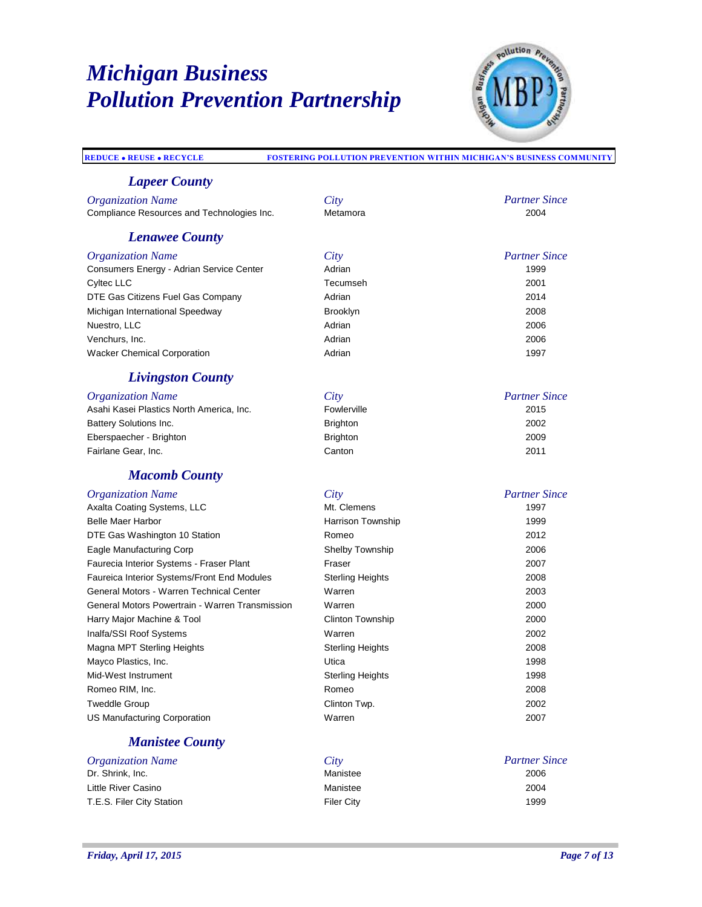# Michigan Business Pollution Prevention Partnership

**REDUCE • REUSE • RECYCLE** — **FOSTERING POLLUTION PREVENTION WITHIN MICHIGAN'S BUSINESS COMMUNITY**

## Lapeer County

| Organization Name | City | Partner Since |
|---|---|---|
| Compliance Resources and Technologies Inc. | Metamora | 2004 |

## Lenawee County

| Organization Name | City | Partner Since |
|---|---|---|
| Consumers Energy - Adrian Service Center | Adrian | 1999 |
| Cyltec LLC | Tecumseh | 2001 |
| DTE Gas Citizens Fuel Gas Company | Adrian | 2014 |
| Michigan International Speedway | Brooklyn | 2008 |
| Nuestro, LLC | Adrian | 2006 |
| Venchurs, Inc. | Adrian | 2006 |
| Wacker Chemical Corporation | Adrian | 1997 |

## Livingston County

| Organization Name | City | Partner Since |
|---|---|---|
| Asahi Kasei Plastics North America, Inc. | Fowlerville | 2015 |
| Battery Solutions Inc. | Brighton | 2002 |
| Eberspaecher - Brighton | Brighton | 2009 |
| Fairlane Gear, Inc. | Canton | 2011 |

## Macomb County

| Organization Name | City | Partner Since |
|---|---|---|
| Axalta Coating Systems, LLC | Mt. Clemens | 1997 |
| Belle Maer Harbor | Harrison Township | 1999 |
| DTE Gas Washington 10 Station | Romeo | 2012 |
| Eagle Manufacturing Corp | Shelby Township | 2006 |
| Faurecia Interior Systems - Fraser Plant | Fraser | 2007 |
| Faureica Interior Systems/Front End Modules | Sterling Heights | 2008 |
| General Motors - Warren Technical Center | Warren | 2003 |
| General Motors Powertrain - Warren Transmission | Warren | 2000 |
| Harry Major Machine & Tool | Clinton Township | 2000 |
| Inalfa/SSI Roof Systems | Warren | 2002 |
| Magna MPT Sterling Heights | Sterling Heights | 2008 |
| Mayco Plastics, Inc. | Utica | 1998 |
| Mid-West Instrument | Sterling Heights | 1998 |
| Romeo RIM, Inc. | Romeo | 2008 |
| Tweddle Group | Clinton Twp. | 2002 |
| US Manufacturing Corporation | Warren | 2007 |

## Manistee County

| Organization Name | City | Partner Since |
|---|---|---|
| Dr. Shrink, Inc. | Manistee | 2006 |
| Little River Casino | Manistee | 2004 |
| T.E.S. Filer City Station | Filer City | 1999 |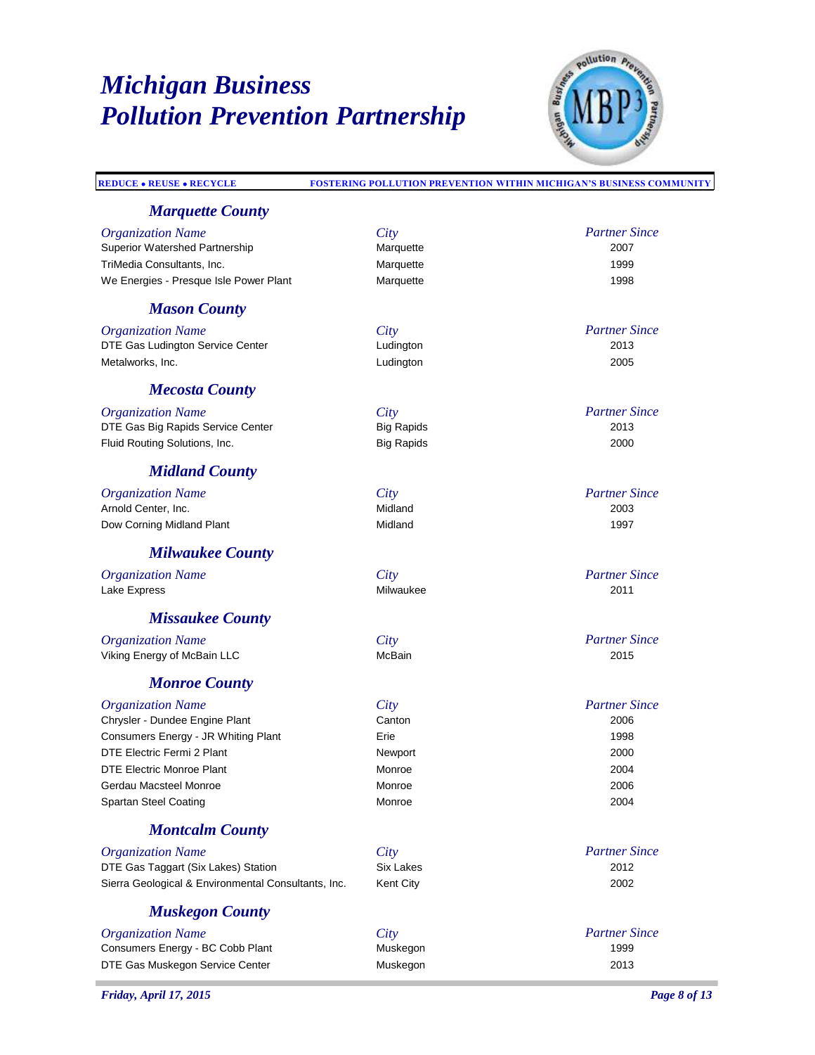# Michigan Business Pollution Prevention Partnership

**REDUCE • REUSE • RECYCLE** — **FOSTERING POLLUTION PREVENTION WITHIN MICHIGAN'S BUSINESS COMMUNITY**

## Marquette County

| Organization Name | City | Partner Since |
|---|---|---|
| Superior Watershed Partnership | Marquette | 2007 |
| TriMedia Consultants, Inc. | Marquette | 1999 |
| We Energies - Presque Isle Power Plant | Marquette | 1998 |

## Mason County

| Organization Name | City | Partner Since |
|---|---|---|
| DTE Gas Ludington Service Center | Ludington | 2013 |
| Metalworks, Inc. | Ludington | 2005 |

## Mecosta County

| Organization Name | City | Partner Since |
|---|---|---|
| DTE Gas Big Rapids Service Center | Big Rapids | 2013 |
| Fluid Routing Solutions, Inc. | Big Rapids | 2000 |

## Midland County

| Organization Name | City | Partner Since |
|---|---|---|
| Arnold Center, Inc. | Midland | 2003 |
| Dow Corning Midland Plant | Midland | 1997 |

## Milwaukee County

| Organization Name | City | Partner Since |
|---|---|---|
| Lake Express | Milwaukee | 2011 |

## Missaukee County

| Organization Name | City | Partner Since |
|---|---|---|
| Viking Energy of McBain LLC | McBain | 2015 |

## Monroe County

| Organization Name | City | Partner Since |
|---|---|---|
| Chrysler - Dundee Engine Plant | Canton | 2006 |
| Consumers Energy - JR Whiting Plant | Erie | 1998 |
| DTE Electric Fermi 2 Plant | Newport | 2000 |
| DTE Electric Monroe Plant | Monroe | 2004 |
| Gerdau Macsteel Monroe | Monroe | 2006 |
| Spartan Steel Coating | Monroe | 2004 |

## Montcalm County

| Organization Name | City | Partner Since |
|---|---|---|
| DTE Gas Taggart (Six Lakes) Station | Six Lakes | 2012 |
| Sierra Geological & Environmental Consultants, Inc. | Kent City | 2002 |

## Muskegon County

| Organization Name | City | Partner Since |
|---|---|---|
| Consumers Energy - BC Cobb Plant | Muskegon | 1999 |
| DTE Gas Muskegon Service Center | Muskegon | 2013 |

*Friday, April 17, 2015*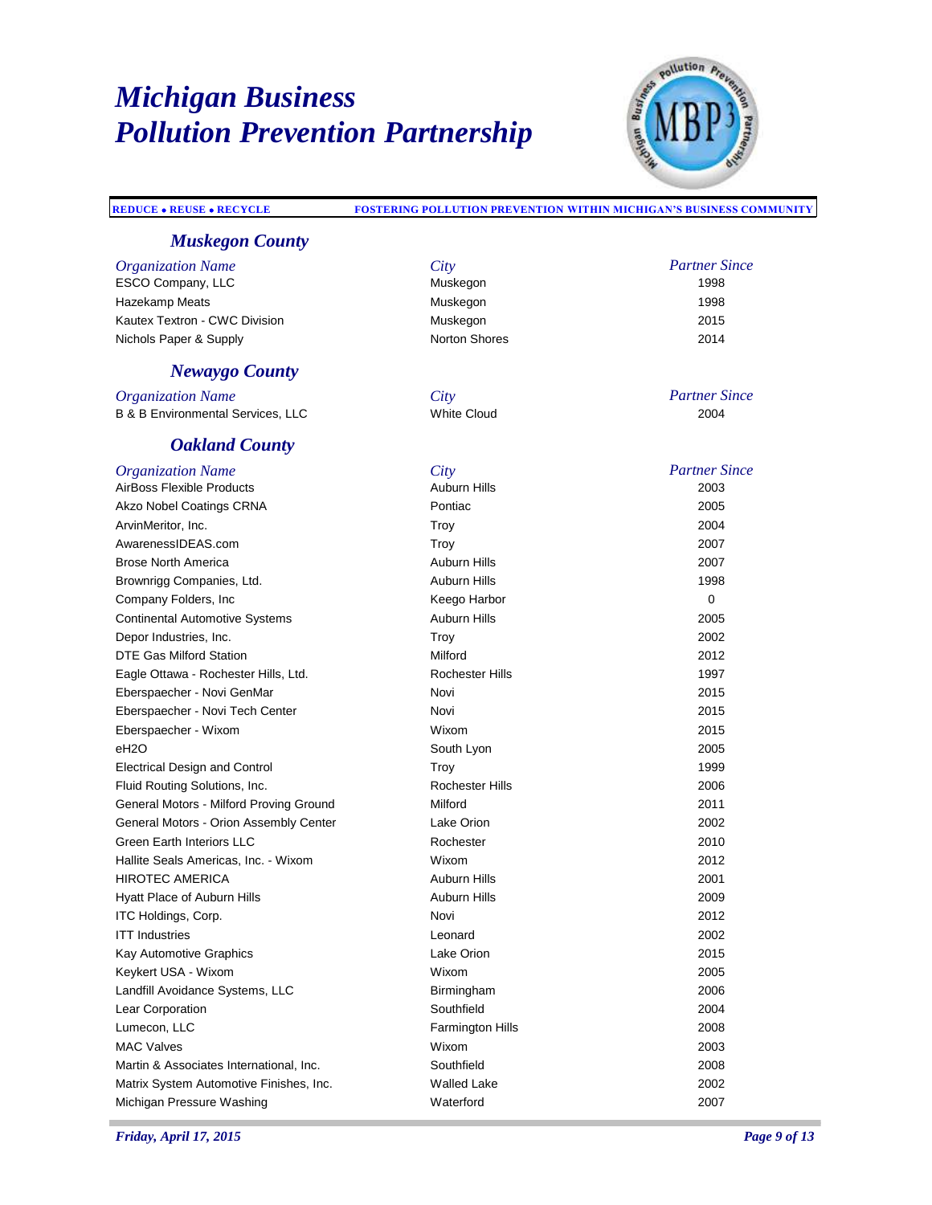# Michigan Business Pollution Prevention Partnership

**REDUCE • REUSE • RECYCLE** — **FOSTERING POLLUTION PREVENTION WITHIN MICHIGAN'S BUSINESS COMMUNITY**

## *Muskegon County*

| *Organization Name* | *City* | *Partner Since* |
|---|---|---|
| ESCO Company, LLC | Muskegon | 1998 |
| Hazekamp Meats | Muskegon | 1998 |
| Kautex Textron - CWC Division | Muskegon | 2015 |
| Nichols Paper & Supply | Norton Shores | 2014 |

## *Newaygo County*

| *Organization Name* | *City* | *Partner Since* |
|---|---|---|
| B & B Environmental Services, LLC | White Cloud | 2004 |

## *Oakland County*

| *Organization Name* | *City* | *Partner Since* |
|---|---|---|
| AirBoss Flexible Products | Auburn Hills | 2003 |
| Akzo Nobel Coatings CRNA | Pontiac | 2005 |
| ArvinMeritor, Inc. | Troy | 2004 |
| AwarenessIDEAS.com | Troy | 2007 |
| Brose North America | Auburn Hills | 2007 |
| Brownrigg Companies, Ltd. | Auburn Hills | 1998 |
| Company Folders, Inc | Keego Harbor | 0 |
| Continental Automotive Systems | Auburn Hills | 2005 |
| Depor Industries, Inc. | Troy | 2002 |
| DTE Gas Milford Station | Milford | 2012 |
| Eagle Ottawa - Rochester Hills, Ltd. | Rochester Hills | 1997 |
| Eberspaecher - Novi GenMar | Novi | 2015 |
| Eberspaecher - Novi Tech Center | Novi | 2015 |
| Eberspaecher - Wixom | Wixom | 2015 |
| eH2O | South Lyon | 2005 |
| Electrical Design and Control | Troy | 1999 |
| Fluid Routing Solutions, Inc. | Rochester Hills | 2006 |
| General Motors - Milford Proving Ground | Milford | 2011 |
| General Motors - Orion Assembly Center | Lake Orion | 2002 |
| Green Earth Interiors LLC | Rochester | 2010 |
| Hallite Seals Americas, Inc. - Wixom | Wixom | 2012 |
| HIROTEC AMERICA | Auburn Hills | 2001 |
| Hyatt Place of Auburn Hills | Auburn Hills | 2009 |
| ITC Holdings, Corp. | Novi | 2012 |
| ITT Industries | Leonard | 2002 |
| Kay Automotive Graphics | Lake Orion | 2015 |
| Keykert USA - Wixom | Wixom | 2005 |
| Landfill Avoidance Systems, LLC | Birmingham | 2006 |
| Lear Corporation | Southfield | 2004 |
| Lumecon, LLC | Farmington Hills | 2008 |
| MAC Valves | Wixom | 2003 |
| Martin & Associates International, Inc. | Southfield | 2008 |
| Matrix System Automotive Finishes, Inc. | Walled Lake | 2002 |
| Michigan Pressure Washing | Waterford | 2007 |

*Friday, April 17, 2015*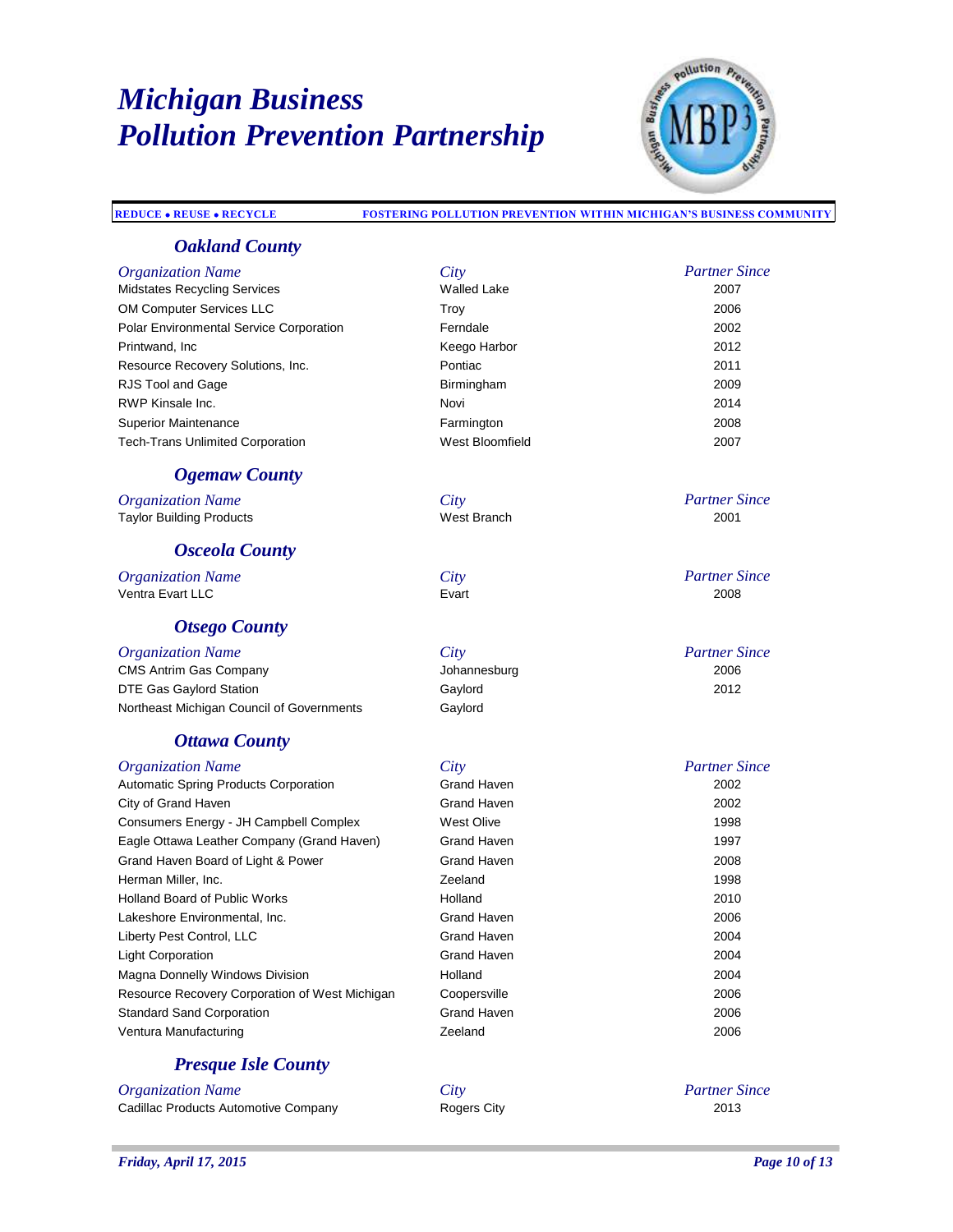# Michigan Business Pollution Prevention Partnership

**REDUCE • REUSE • RECYCLE** — **FOSTERING POLLUTION PREVENTION WITHIN MICHIGAN'S BUSINESS COMMUNITY**

## Oakland County

| Organization Name | City | Partner Since |
|---|---|---|
| Midstates Recycling Services | Walled Lake | 2007 |
| OM Computer Services LLC | Troy | 2006 |
| Polar Environmental Service Corporation | Ferndale | 2002 |
| Printwand, Inc | Keego Harbor | 2012 |
| Resource Recovery Solutions, Inc. | Pontiac | 2011 |
| RJS Tool and Gage | Birmingham | 2009 |
| RWP Kinsale Inc. | Novi | 2014 |
| Superior Maintenance | Farmington | 2008 |
| Tech-Trans Unlimited Corporation | West Bloomfield | 2007 |

## Ogemaw County

| Organization Name | City | Partner Since |
|---|---|---|
| Taylor Building Products | West Branch | 2001 |

## Osceola County

| Organization Name | City | Partner Since |
|---|---|---|
| Ventra Evart LLC | Evart | 2008 |

## Otsego County

| Organization Name | City | Partner Since |
|---|---|---|
| CMS Antrim Gas Company | Johannesburg | 2006 |
| DTE Gas Gaylord Station | Gaylord | 2012 |
| Northeast Michigan Council of Governments | Gaylord | |

## Ottawa County

| Organization Name | City | Partner Since |
|---|---|---|
| Automatic Spring Products Corporation | Grand Haven | 2002 |
| City of Grand Haven | Grand Haven | 2002 |
| Consumers Energy - JH Campbell Complex | West Olive | 1998 |
| Eagle Ottawa Leather Company (Grand Haven) | Grand Haven | 1997 |
| Grand Haven Board of Light & Power | Grand Haven | 2008 |
| Herman Miller, Inc. | Zeeland | 1998 |
| Holland Board of Public Works | Holland | 2010 |
| Lakeshore Environmental, Inc. | Grand Haven | 2006 |
| Liberty Pest Control, LLC | Grand Haven | 2004 |
| Light Corporation | Grand Haven | 2004 |
| Magna Donnelly Windows Division | Holland | 2004 |
| Resource Recovery Corporation of West Michigan | Coopersville | 2006 |
| Standard Sand Corporation | Grand Haven | 2006 |
| Ventura Manufacturing | Zeeland | 2006 |

## Presque Isle County

| Organization Name | City | Partner Since |
|---|---|---|
| Cadillac Products Automotive Company | Rogers City | 2013 |

*Friday, April 17, 2015*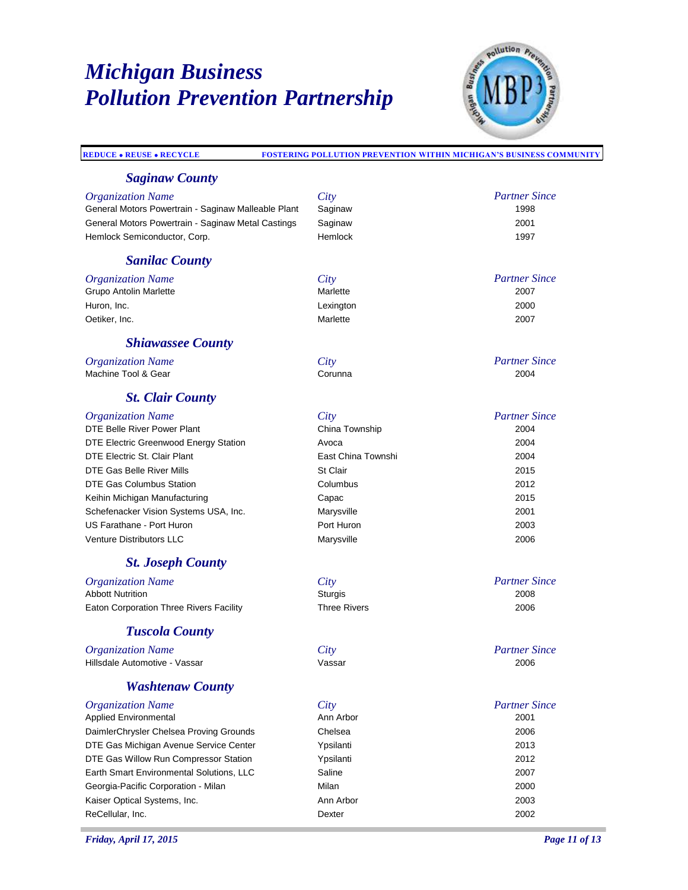# Michigan Business Pollution Prevention Partnership

REDUCE • REUSE • RECYCLE    FOSTERING POLLUTION PREVENTION WITHIN MICHIGAN'S BUSINESS COMMUNITY

## Saginaw County

| Organization Name | City | Partner Since |
|---|---|---|
| General Motors Powertrain - Saginaw Malleable Plant | Saginaw | 1998 |
| General Motors Powertrain - Saginaw Metal Castings | Saginaw | 2001 |
| Hemlock Semiconductor, Corp. | Hemlock | 1997 |

## Sanilac County

| Organization Name | City | Partner Since |
|---|---|---|
| Grupo Antolin Marlette | Marlette | 2007 |
| Huron, Inc. | Lexington | 2000 |
| Oetiker, Inc. | Marlette | 2007 |

## Shiawassee County

| Organization Name | City | Partner Since |
|---|---|---|
| Machine Tool & Gear | Corunna | 2004 |

## St. Clair County

| Organization Name | City | Partner Since |
|---|---|---|
| DTE Belle River Power Plant | China Township | 2004 |
| DTE Electric Greenwood Energy Station | Avoca | 2004 |
| DTE Electric St. Clair Plant | East China Townshi | 2004 |
| DTE Gas Belle River Mills | St Clair | 2015 |
| DTE Gas Columbus Station | Columbus | 2012 |
| Keihin Michigan Manufacturing | Capac | 2015 |
| Schefenacker Vision Systems USA, Inc. | Marysville | 2001 |
| US Farathane - Port Huron | Port Huron | 2003 |
| Venture Distributors LLC | Marysville | 2006 |

## St. Joseph County

| Organization Name | City | Partner Since |
|---|---|---|
| Abbott Nutrition | Sturgis | 2008 |
| Eaton Corporation Three Rivers Facility | Three Rivers | 2006 |

## Tuscola County

| Organization Name | City | Partner Since |
|---|---|---|
| Hillsdale Automotive - Vassar | Vassar | 2006 |

## Washtenaw County

| Organization Name | City | Partner Since |
|---|---|---|
| Applied Environmental | Ann Arbor | 2001 |
| DaimlerChrysler Chelsea Proving Grounds | Chelsea | 2006 |
| DTE Gas Michigan Avenue Service Center | Ypsilanti | 2013 |
| DTE Gas Willow Run Compressor Station | Ypsilanti | 2012 |
| Earth Smart Environmental Solutions, LLC | Saline | 2007 |
| Georgia-Pacific Corporation - Milan | Milan | 2000 |
| Kaiser Optical Systems, Inc. | Ann Arbor | 2003 |
| ReCellular, Inc. | Dexter | 2002 |

*Friday, April 17, 2015*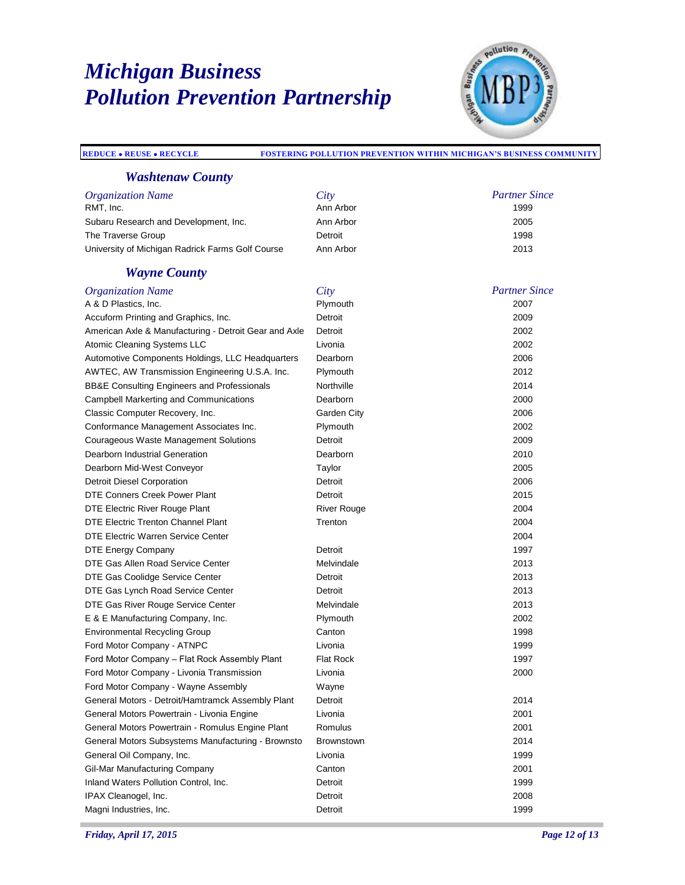# Michigan Business Pollution Prevention Partnership

**REDUCE • REUSE • RECYCLE** — **FOSTERING POLLUTION PREVENTION WITHIN MICHIGAN'S BUSINESS COMMUNITY**

## *Washtenaw County*

| *Organization Name* | *City* | *Partner Since* |
|---|---|---|
| RMT, Inc. | Ann Arbor | 1999 |
| Subaru Research and Development, Inc. | Ann Arbor | 2005 |
| The Traverse Group | Detroit | 1998 |
| University of Michigan Radrick Farms Golf Course | Ann Arbor | 2013 |

## *Wayne County*

| *Organization Name* | *City* | *Partner Since* |
|---|---|---|
| A & D Plastics, Inc. | Plymouth | 2007 |
| Accuform Printing and Graphics, Inc. | Detroit | 2009 |
| American Axle & Manufacturing - Detroit Gear and Axle | Detroit | 2002 |
| Atomic Cleaning Systems LLC | Livonia | 2002 |
| Automotive Components Holdings, LLC Headquarters | Dearborn | 2006 |
| AWTEC, AW Transmission Engineering U.S.A. Inc. | Plymouth | 2012 |
| BB&E Consulting Engineers and Professionals | Northville | 2014 |
| Campbell Markerting and Communications | Dearborn | 2000 |
| Classic Computer Recovery, Inc. | Garden City | 2006 |
| Conformance Management Associates Inc. | Plymouth | 2002 |
| Courageous Waste Management Solutions | Detroit | 2009 |
| Dearborn Industrial Generation | Dearborn | 2010 |
| Dearborn Mid-West Conveyor | Taylor | 2005 |
| Detroit Diesel Corporation | Detroit | 2006 |
| DTE Conners Creek Power Plant | Detroit | 2015 |
| DTE Electric River Rouge Plant | River Rouge | 2004 |
| DTE Electric Trenton Channel Plant | Trenton | 2004 |
| DTE Electric Warren Service Center | | 2004 |
| DTE Energy Company | Detroit | 1997 |
| DTE Gas Allen Road Service Center | Melvindale | 2013 |
| DTE Gas Coolidge Service Center | Detroit | 2013 |
| DTE Gas Lynch Road Service Center | Detroit | 2013 |
| DTE Gas River Rouge Service Center | Melvindale | 2013 |
| E & E Manufacturing Company, Inc. | Plymouth | 2002 |
| Environmental Recycling Group | Canton | 1998 |
| Ford Motor Company - ATNPC | Livonia | 1999 |
| Ford Motor Company – Flat Rock Assembly Plant | Flat Rock | 1997 |
| Ford Motor Company - Livonia Transmission | Livonia | 2000 |
| Ford Motor Company - Wayne Assembly | Wayne | |
| General Motors - Detroit/Hamtramck Assembly Plant | Detroit | 2014 |
| General Motors Powertrain - Livonia Engine | Livonia | 2001 |
| General Motors Powertrain - Romulus Engine Plant | Romulus | 2001 |
| General Motors Subsystems Manufacturing - Brownsto | Brownstown | 2014 |
| General Oil Company, Inc. | Livonia | 1999 |
| Gil-Mar Manufacturing Company | Canton | 2001 |
| Inland Waters Pollution Control, Inc. | Detroit | 1999 |
| IPAX Cleanogel, Inc. | Detroit | 2008 |
| Magni Industries, Inc. | Detroit | 1999 |

*Friday, April 17, 2015*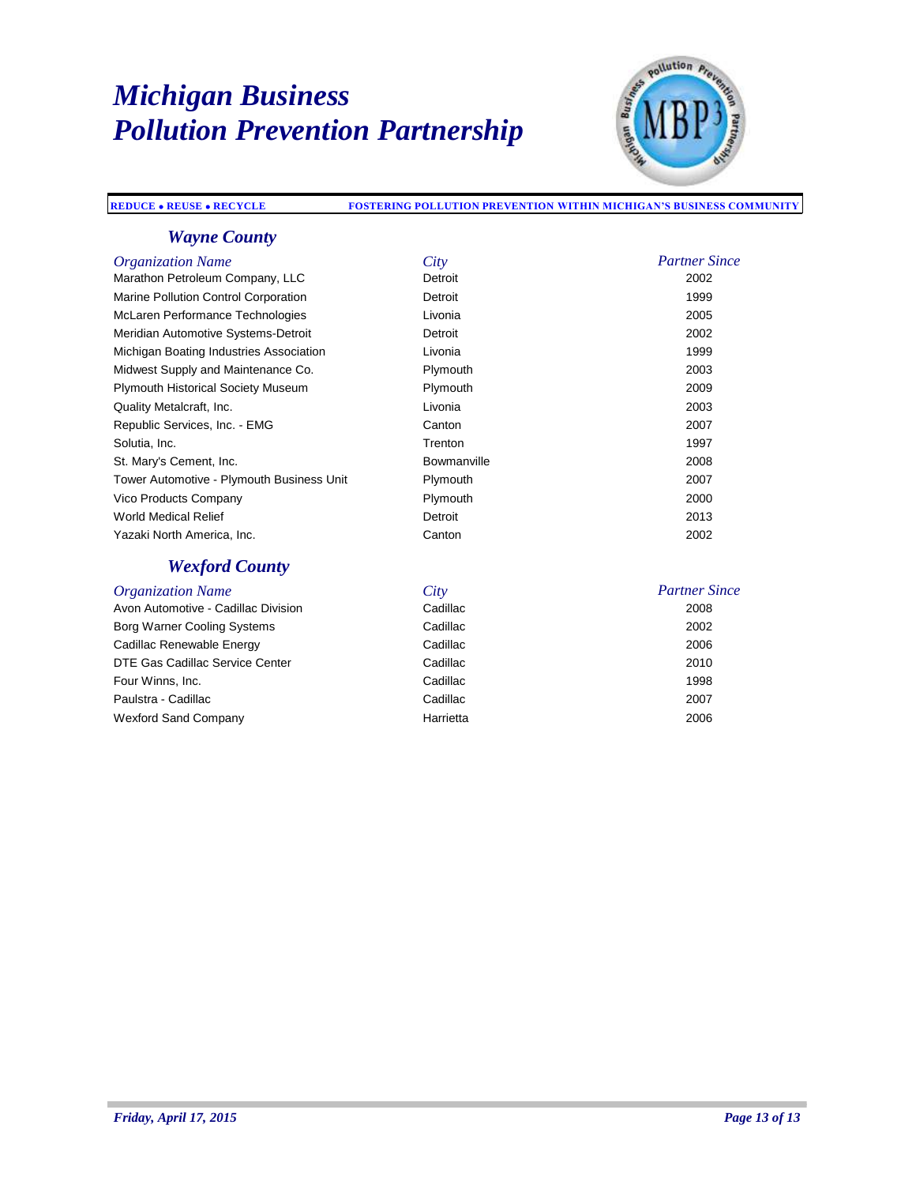# Michigan Business Pollution Prevention Partnership

**REDUCE • REUSE • RECYCLE** **FOSTERING POLLUTION PREVENTION WITHIN MICHIGAN'S BUSINESS COMMUNITY**

## Wayne County

| Organization Name | City | Partner Since |
|---|---|---|
| Marathon Petroleum Company, LLC | Detroit | 2002 |
| Marine Pollution Control Corporation | Detroit | 1999 |
| McLaren Performance Technologies | Livonia | 2005 |
| Meridian Automotive Systems-Detroit | Detroit | 2002 |
| Michigan Boating Industries Association | Livonia | 1999 |
| Midwest Supply and Maintenance Co. | Plymouth | 2003 |
| Plymouth Historical Society Museum | Plymouth | 2009 |
| Quality Metalcraft, Inc. | Livonia | 2003 |
| Republic Services, Inc. - EMG | Canton | 2007 |
| Solutia, Inc. | Trenton | 1997 |
| St. Mary's Cement, Inc. | Bowmanville | 2008 |
| Tower Automotive - Plymouth Business Unit | Plymouth | 2007 |
| Vico Products Company | Plymouth | 2000 |
| World Medical Relief | Detroit | 2013 |
| Yazaki North America, Inc. | Canton | 2002 |

## Wexford County

| Organization Name | City | Partner Since |
|---|---|---|
| Avon Automotive - Cadillac Division | Cadillac | 2008 |
| Borg Warner Cooling Systems | Cadillac | 2002 |
| Cadillac Renewable Energy | Cadillac | 2006 |
| DTE Gas Cadillac Service Center | Cadillac | 2010 |
| Four Winns, Inc. | Cadillac | 1998 |
| Paulstra - Cadillac | Cadillac | 2007 |
| Wexford Sand Company | Harrietta | 2006 |

*Friday, April 17, 2015*